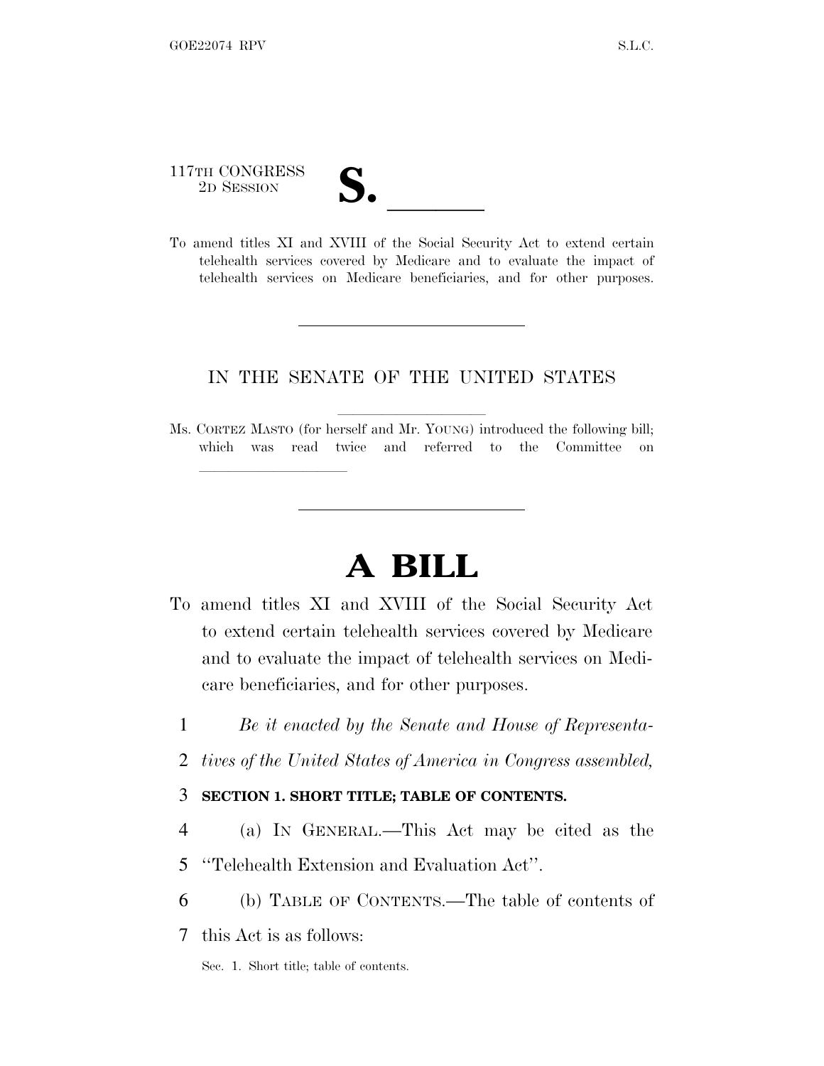117TH CONGRESS
2D SESSION

**S. \_\_\_\_\_\_**

To amend titles XI and XVIII of the Social Security Act to extend certain telehealth services covered by Medicare and to evaluate the impact of telehealth services on Medicare beneficiaries, and for other purposes.

---

IN THE SENATE OF THE UNITED STATES

Ms. CORTEZ MASTO (for herself and Mr. YOUNG) introduced the following bill; which was read twice and referred to the Committee on \_\_\_\_\_\_\_\_\_\_\_\_\_\_\_\_\_\_

---

# A BILL

To amend titles XI and XVIII of the Social Security Act to extend certain telehealth services covered by Medicare and to evaluate the impact of telehealth services on Medicare beneficiaries, and for other purposes.

1 *Be it enacted by the Senate and House of Representa-*
2 *tives of the United States of America in Congress assembled,*

3 **SECTION 1. SHORT TITLE; TABLE OF CONTENTS.**

4 (a) IN GENERAL.—This Act may be cited as the
5 "Telehealth Extension and Evaluation Act".

6 (b) TABLE OF CONTENTS.—The table of contents of
7 this Act is as follows:

Sec. 1. Short title; table of contents.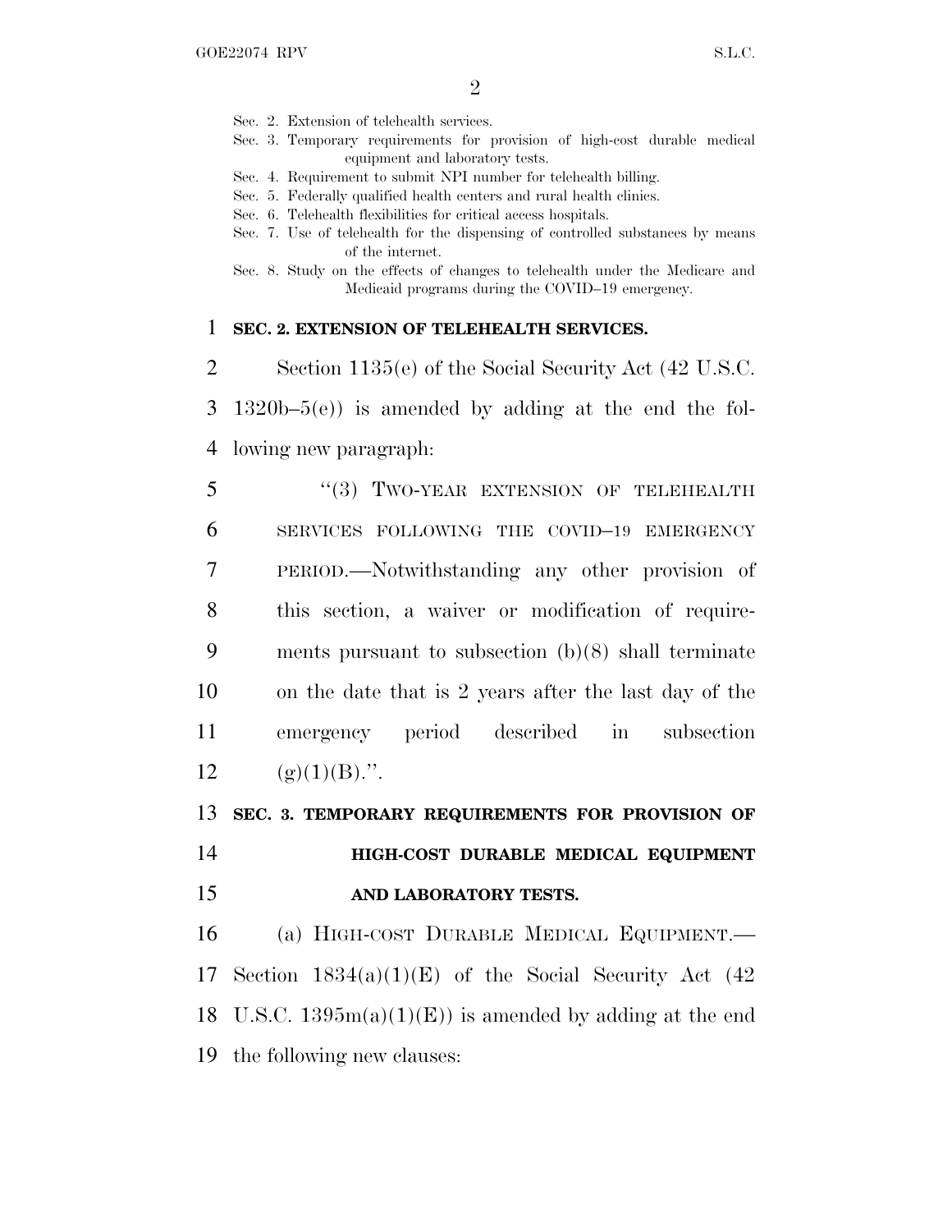Sec. 2. Extension of telehealth services.
Sec. 3. Temporary requirements for provision of high-cost durable medical equipment and laboratory tests.
Sec. 4. Requirement to submit NPI number for telehealth billing.
Sec. 5. Federally qualified health centers and rural health clinics.
Sec. 6. Telehealth flexibilities for critical access hospitals.
Sec. 7. Use of telehealth for the dispensing of controlled substances by means of the internet.
Sec. 8. Study on the effects of changes to telehealth under the Medicare and Medicaid programs during the COVID–19 emergency.

**SEC. 2. EXTENSION OF TELEHEALTH SERVICES.**

Section 1135(e) of the Social Security Act (42 U.S.C. 1320b–5(e)) is amended by adding at the end the following new paragraph:

"(3) TWO-YEAR EXTENSION OF TELEHEALTH SERVICES FOLLOWING THE COVID–19 EMERGENCY PERIOD.—Notwithstanding any other provision of this section, a waiver or modification of requirements pursuant to subsection (b)(8) shall terminate on the date that is 2 years after the last day of the emergency period described in subsection (g)(1)(B).".

**SEC. 3. TEMPORARY REQUIREMENTS FOR PROVISION OF HIGH-COST DURABLE MEDICAL EQUIPMENT AND LABORATORY TESTS.**

(a) HIGH-COST DURABLE MEDICAL EQUIPMENT.—Section 1834(a)(1)(E) of the Social Security Act (42 U.S.C. 1395m(a)(1)(E)) is amended by adding at the end the following new clauses: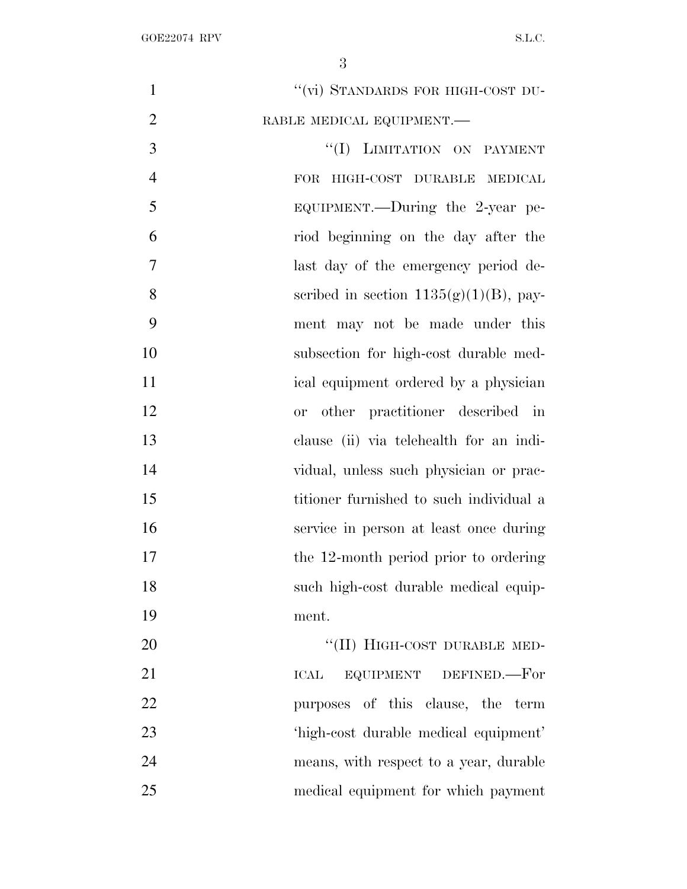"(vi) STANDARDS FOR HIGH-COST DURABLE MEDICAL EQUIPMENT.—

"(I) LIMITATION ON PAYMENT FOR HIGH-COST DURABLE MEDICAL EQUIPMENT.—During the 2-year period beginning on the day after the last day of the emergency period described in section 1135(g)(1)(B), payment may not be made under this subsection for high-cost durable medical equipment ordered by a physician or other practitioner described in clause (ii) via telehealth for an individual, unless such physician or practitioner furnished to such individual a service in person at least once during the 12-month period prior to ordering such high-cost durable medical equipment.

"(II) HIGH-COST DURABLE MEDICAL EQUIPMENT DEFINED.—For purposes of this clause, the term 'high-cost durable medical equipment' means, with respect to a year, durable medical equipment for which payment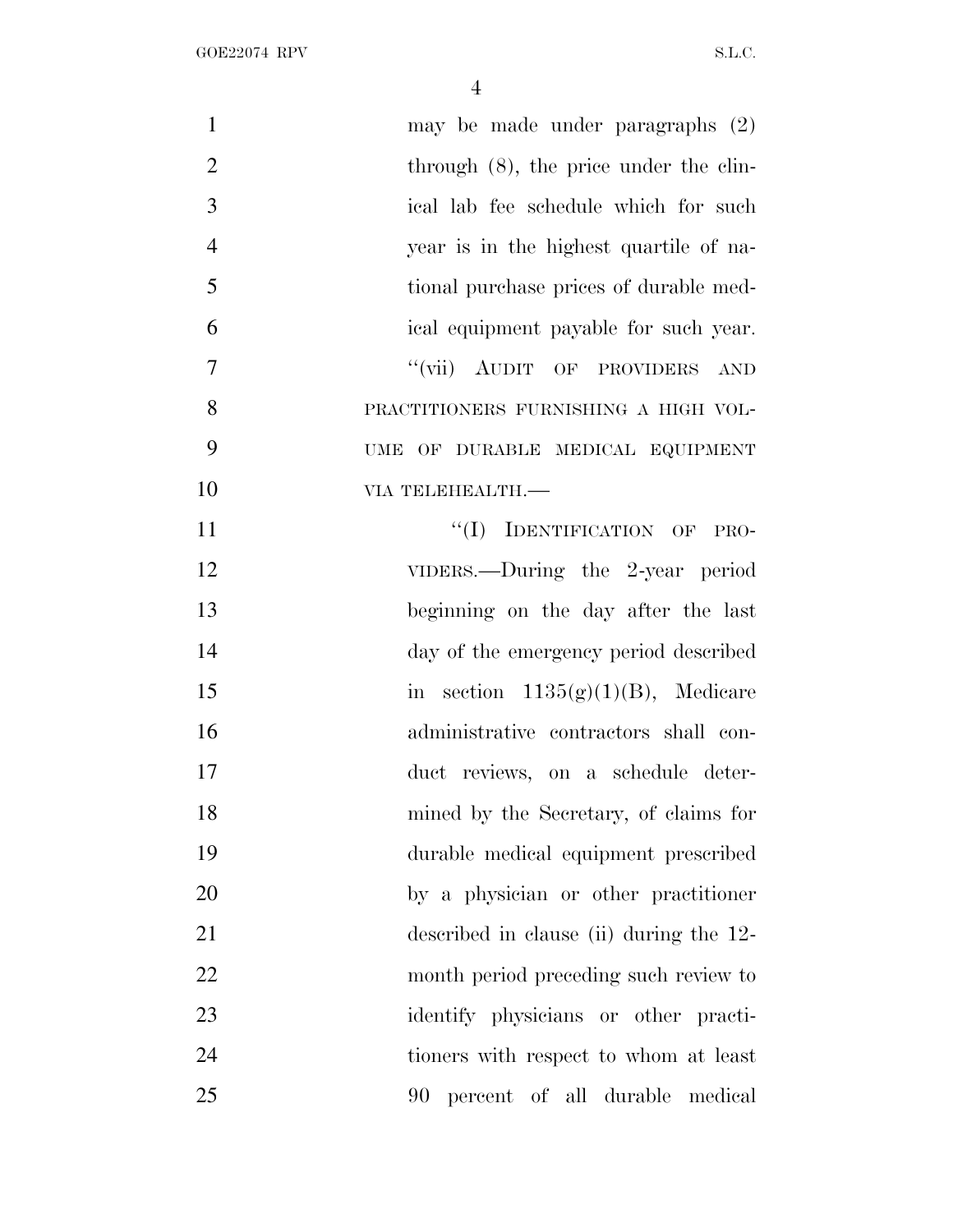may be made under paragraphs (2) through (8), the price under the clinical lab fee schedule which for such year is in the highest quartile of national purchase prices of durable medical equipment payable for such year.

"(vii) AUDIT OF PROVIDERS AND PRACTITIONERS FURNISHING A HIGH VOLUME OF DURABLE MEDICAL EQUIPMENT VIA TELEHEALTH.—

"(I) IDENTIFICATION OF PROVIDERS.—During the 2-year period beginning on the day after the last day of the emergency period described in section 1135(g)(1)(B), Medicare administrative contractors shall conduct reviews, on a schedule determined by the Secretary, of claims for durable medical equipment prescribed by a physician or other practitioner described in clause (ii) during the 12-month period preceding such review to identify physicians or other practitioners with respect to whom at least 90 percent of all durable medical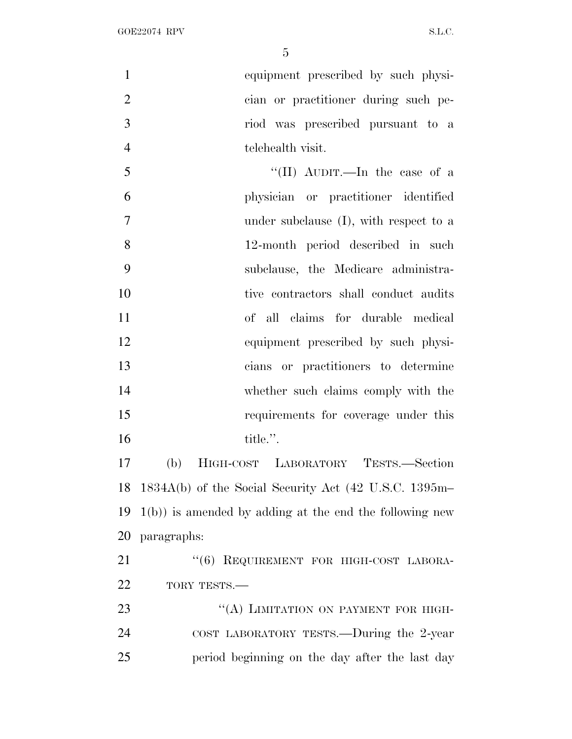equipment prescribed by such physician or practitioner during such period was prescribed pursuant to a telehealth visit.

''(II) AUDIT.—In the case of a physician or practitioner identified under subclause (I), with respect to a 12-month period described in such subclause, the Medicare administrative contractors shall conduct audits of all claims for durable medical equipment prescribed by such physicians or practitioners to determine whether such claims comply with the requirements for coverage under this title.''.

(b) HIGH-COST LABORATORY TESTS.—Section 1834A(b) of the Social Security Act (42 U.S.C. 1395m–1(b)) is amended by adding at the end the following new paragraphs:

''(6) REQUIREMENT FOR HIGH-COST LABORATORY TESTS.—

''(A) LIMITATION ON PAYMENT FOR HIGH-COST LABORATORY TESTS.—During the 2-year period beginning on the day after the last day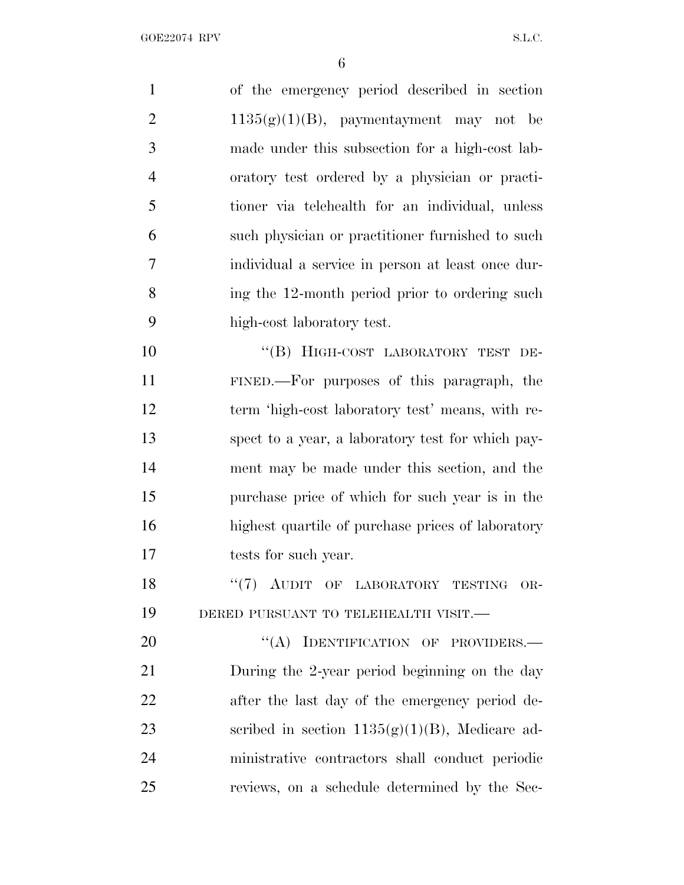of the emergency period described in section 1135(g)(1)(B), paymentayment may not be made under this subsection for a high-cost laboratory test ordered by a physician or practitioner via telehealth for an individual, unless such physician or practitioner furnished to such individual a service in person at least once during the 12-month period prior to ordering such high-cost laboratory test.

"(B) HIGH-COST LABORATORY TEST DEFINED.—For purposes of this paragraph, the term 'high-cost laboratory test' means, with respect to a year, a laboratory test for which payment may be made under this section, and the purchase price of which for such year is in the highest quartile of purchase prices of laboratory tests for such year.

"(7) AUDIT OF LABORATORY TESTING ORDERED PURSUANT TO TELEHEALTH VISIT.—

"(A) IDENTIFICATION OF PROVIDERS.—During the 2-year period beginning on the day after the last day of the emergency period described in section 1135(g)(1)(B), Medicare administrative contractors shall conduct periodic reviews, on a schedule determined by the Sec-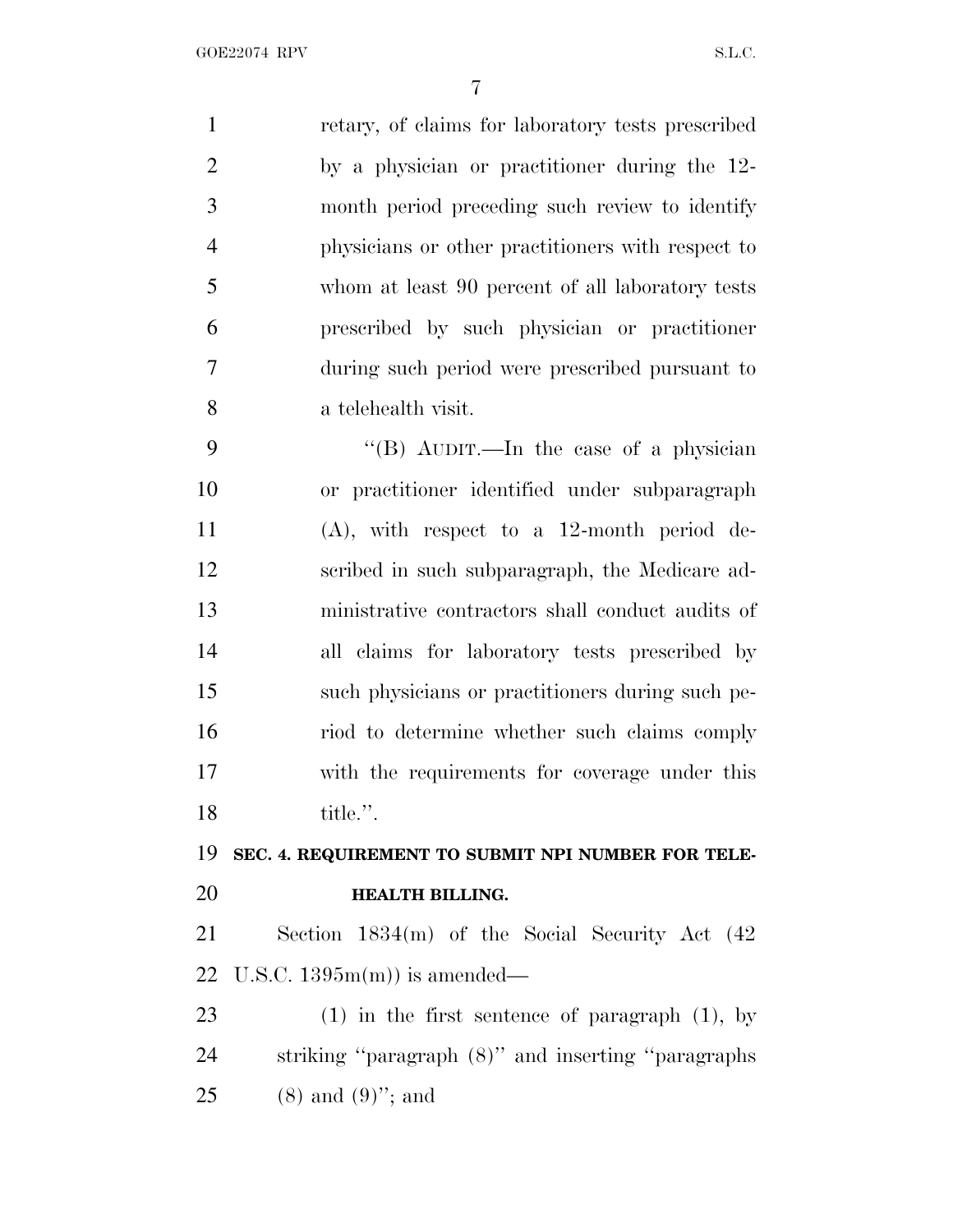retary, of claims for laboratory tests prescribed by a physician or practitioner during the 12-month period preceding such review to identify physicians or other practitioners with respect to whom at least 90 percent of all laboratory tests prescribed by such physician or practitioner during such period were prescribed pursuant to a telehealth visit.

"(B) AUDIT.—In the case of a physician or practitioner identified under subparagraph (A), with respect to a 12-month period described in such subparagraph, the Medicare administrative contractors shall conduct audits of all claims for laboratory tests prescribed by such physicians or practitioners during such period to determine whether such claims comply with the requirements for coverage under this title.".

**SEC. 4. REQUIREMENT TO SUBMIT NPI NUMBER FOR TELEHEALTH BILLING.**

Section 1834(m) of the Social Security Act (42 U.S.C. 1395m(m)) is amended—

(1) in the first sentence of paragraph (1), by striking "paragraph (8)" and inserting "paragraphs (8) and (9)"; and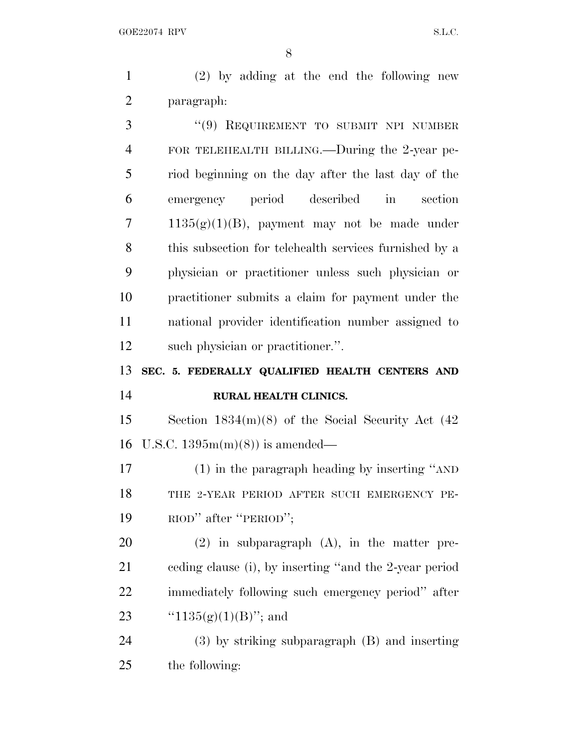(2) by adding at the end the following new paragraph:

"(9) REQUIREMENT TO SUBMIT NPI NUMBER FOR TELEHEALTH BILLING.—During the 2-year period beginning on the day after the last day of the emergency period described in section 1135(g)(1)(B), payment may not be made under this subsection for telehealth services furnished by a physician or practitioner unless such physician or practitioner submits a claim for payment under the national provider identification number assigned to such physician or practitioner.".

**SEC. 5. FEDERALLY QUALIFIED HEALTH CENTERS AND RURAL HEALTH CLINICS.**

Section 1834(m)(8) of the Social Security Act (42 U.S.C. 1395m(m)(8)) is amended—

(1) in the paragraph heading by inserting "AND THE 2-YEAR PERIOD AFTER SUCH EMERGENCY PERIOD" after "PERIOD";

(2) in subparagraph (A), in the matter preceding clause (i), by inserting "and the 2-year period immediately following such emergency period" after "1135(g)(1)(B)"; and

(3) by striking subparagraph (B) and inserting the following: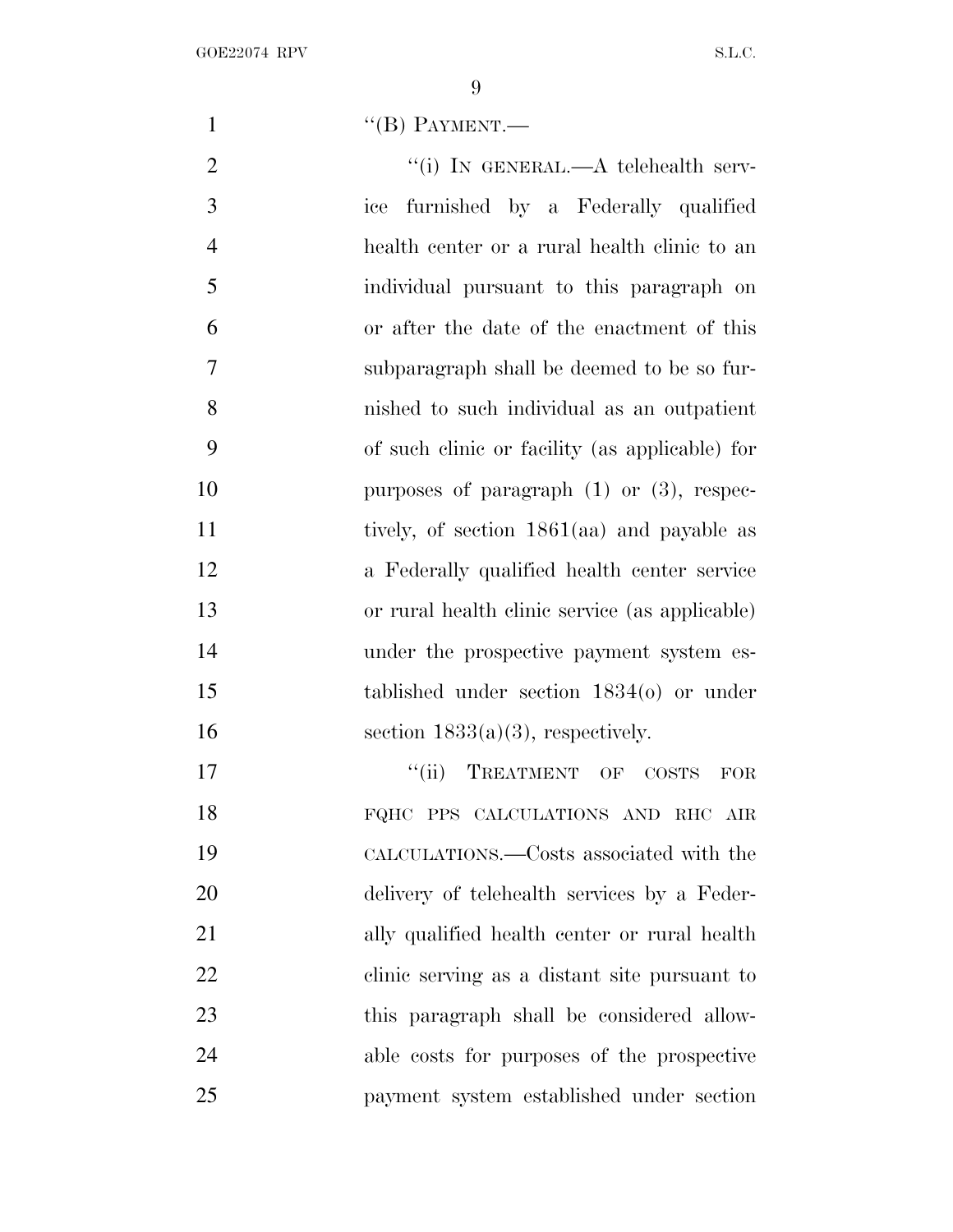"(B) PAYMENT.—

"(i) IN GENERAL.—A telehealth service furnished by a Federally qualified health center or a rural health clinic to an individual pursuant to this paragraph on or after the date of the enactment of this subparagraph shall be deemed to be so furnished to such individual as an outpatient of such clinic or facility (as applicable) for purposes of paragraph (1) or (3), respectively, of section 1861(aa) and payable as a Federally qualified health center service or rural health clinic service (as applicable) under the prospective payment system established under section 1834(o) or under section 1833(a)(3), respectively.

"(ii) TREATMENT OF COSTS FOR FQHC PPS CALCULATIONS AND RHC AIR CALCULATIONS.—Costs associated with the delivery of telehealth services by a Federally qualified health center or rural health clinic serving as a distant site pursuant to this paragraph shall be considered allowable costs for purposes of the prospective payment system established under section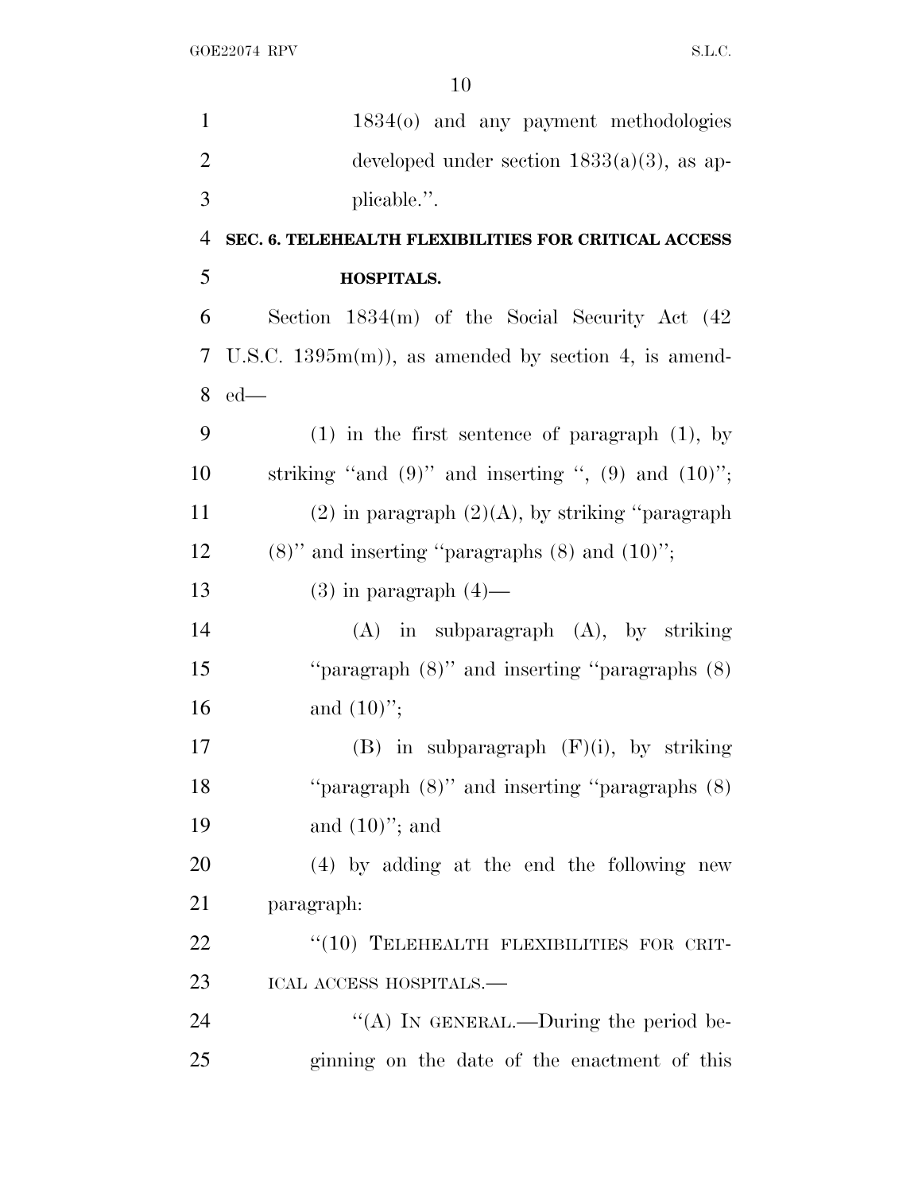1834(o) and any payment methodologies developed under section 1833(a)(3), as applicable.''.

**SEC. 6. TELEHEALTH FLEXIBILITIES FOR CRITICAL ACCESS HOSPITALS.**

Section 1834(m) of the Social Security Act (42 U.S.C. 1395m(m)), as amended by section 4, is amended—

(1) in the first sentence of paragraph (1), by striking ''and (9)'' and inserting '', (9) and (10)'';

(2) in paragraph (2)(A), by striking ''paragraph (8)'' and inserting ''paragraphs (8) and (10)'';

(3) in paragraph (4)—

(A) in subparagraph (A), by striking ''paragraph (8)'' and inserting ''paragraphs (8) and (10)'';

(B) in subparagraph (F)(i), by striking ''paragraph (8)'' and inserting ''paragraphs (8) and (10)''; and

(4) by adding at the end the following new paragraph:

''(10) TELEHEALTH FLEXIBILITIES FOR CRITICAL ACCESS HOSPITALS.—

''(A) IN GENERAL.—During the period beginning on the date of the enactment of this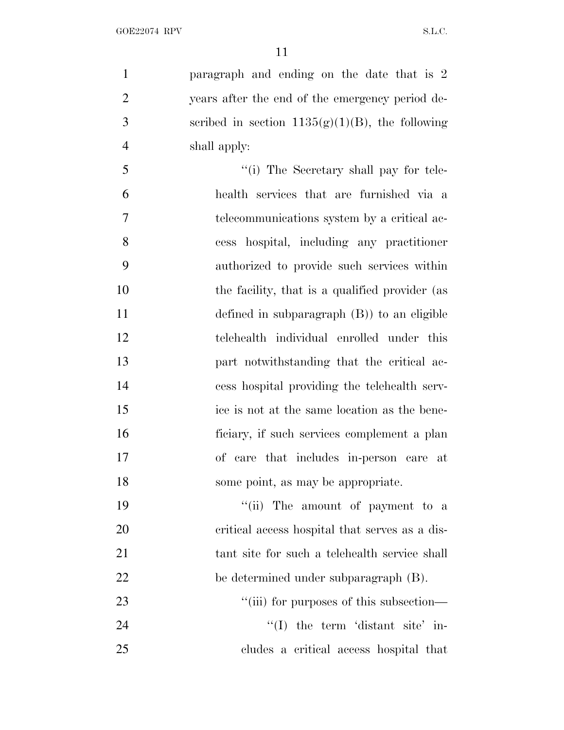paragraph and ending on the date that is 2 years after the end of the emergency period described in section 1135(g)(1)(B), the following shall apply:

"(i) The Secretary shall pay for telehealth services that are furnished via a telecommunications system by a critical access hospital, including any practitioner authorized to provide such services within the facility, that is a qualified provider (as defined in subparagraph (B)) to an eligible telehealth individual enrolled under this part notwithstanding that the critical access hospital providing the telehealth service is not at the same location as the beneficiary, if such services complement a plan of care that includes in-person care at some point, as may be appropriate.

"(ii) The amount of payment to a critical access hospital that serves as a distant site for such a telehealth service shall be determined under subparagraph (B).

"(iii) for purposes of this subsection—

"(I) the term 'distant site' includes a critical access hospital that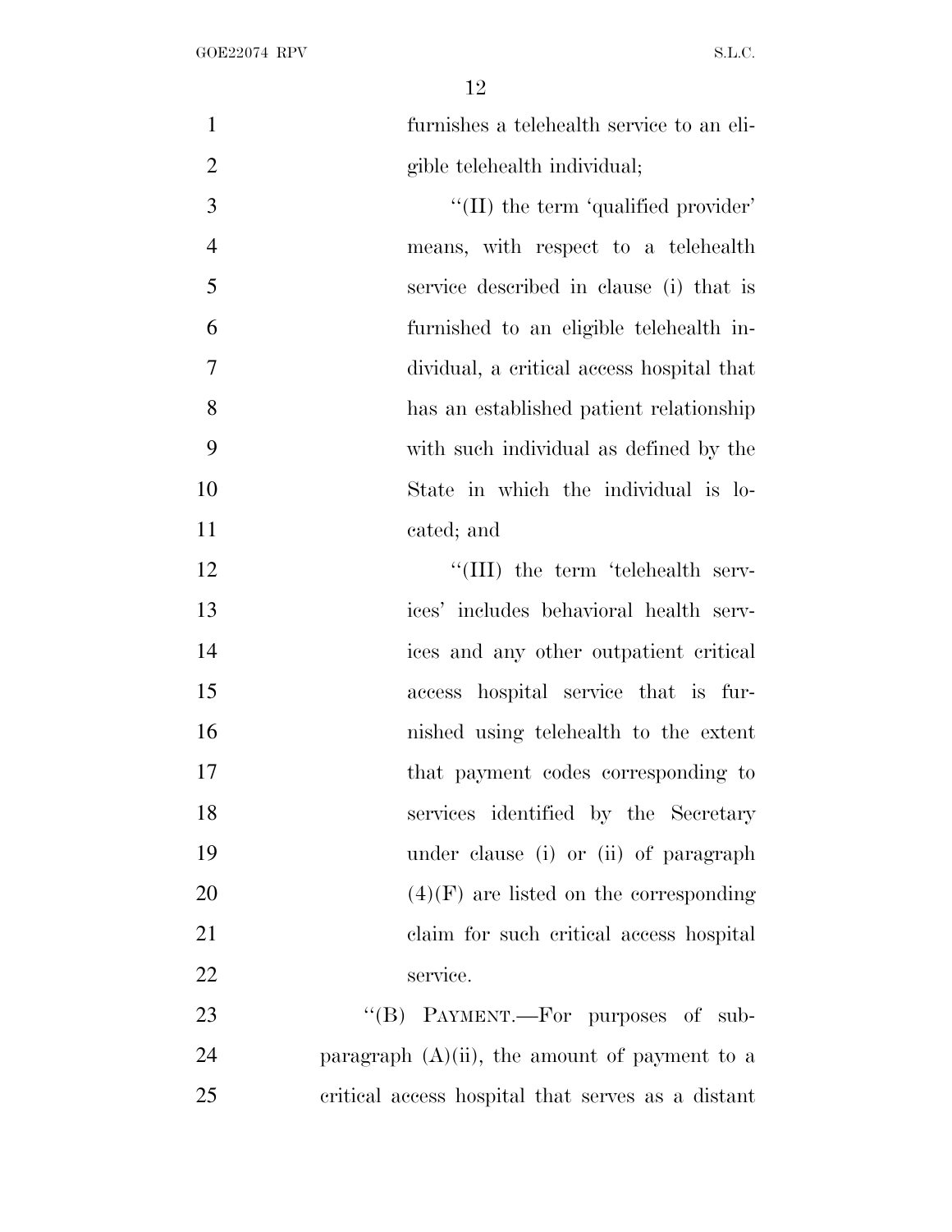furnishes a telehealth service to an eligible telehealth individual;

"(II) the term 'qualified provider' means, with respect to a telehealth service described in clause (i) that is furnished to an eligible telehealth individual, a critical access hospital that has an established patient relationship with such individual as defined by the State in which the individual is located; and

"(III) the term 'telehealth services' includes behavioral health services and any other outpatient critical access hospital service that is furnished using telehealth to the extent that payment codes corresponding to services identified by the Secretary under clause (i) or (ii) of paragraph (4)(F) are listed on the corresponding claim for such critical access hospital service.

"(B) PAYMENT.—For purposes of subparagraph (A)(ii), the amount of payment to a critical access hospital that serves as a distant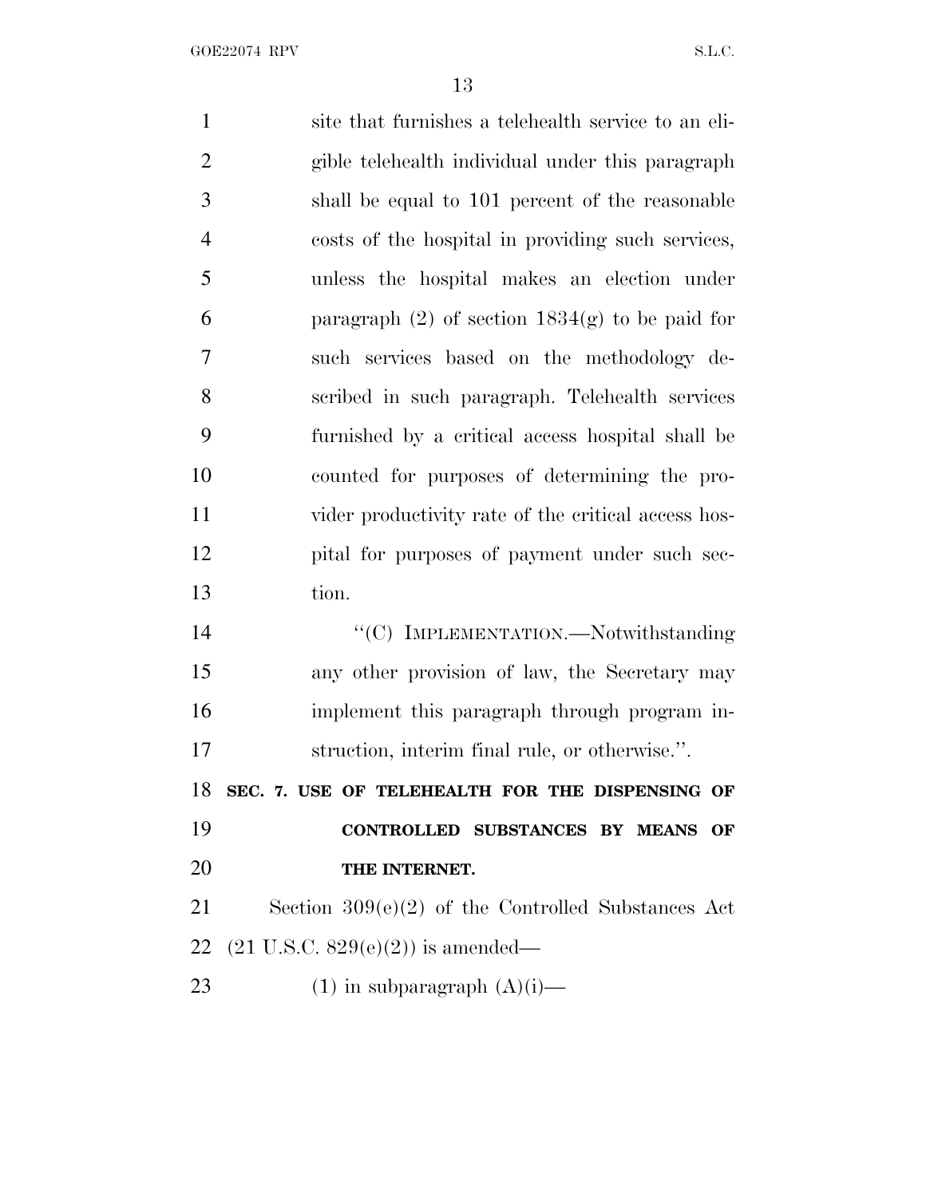site that furnishes a telehealth service to an eligible telehealth individual under this paragraph shall be equal to 101 percent of the reasonable costs of the hospital in providing such services, unless the hospital makes an election under paragraph (2) of section 1834(g) to be paid for such services based on the methodology described in such paragraph. Telehealth services furnished by a critical access hospital shall be counted for purposes of determining the provider productivity rate of the critical access hospital for purposes of payment under such section.

"(C) IMPLEMENTATION.—Notwithstanding any other provision of law, the Secretary may implement this paragraph through program instruction, interim final rule, or otherwise.".

**SEC. 7. USE OF TELEHEALTH FOR THE DISPENSING OF CONTROLLED SUBSTANCES BY MEANS OF THE INTERNET.**

Section 309(e)(2) of the Controlled Substances Act (21 U.S.C. 829(e)(2)) is amended—

(1) in subparagraph (A)(i)—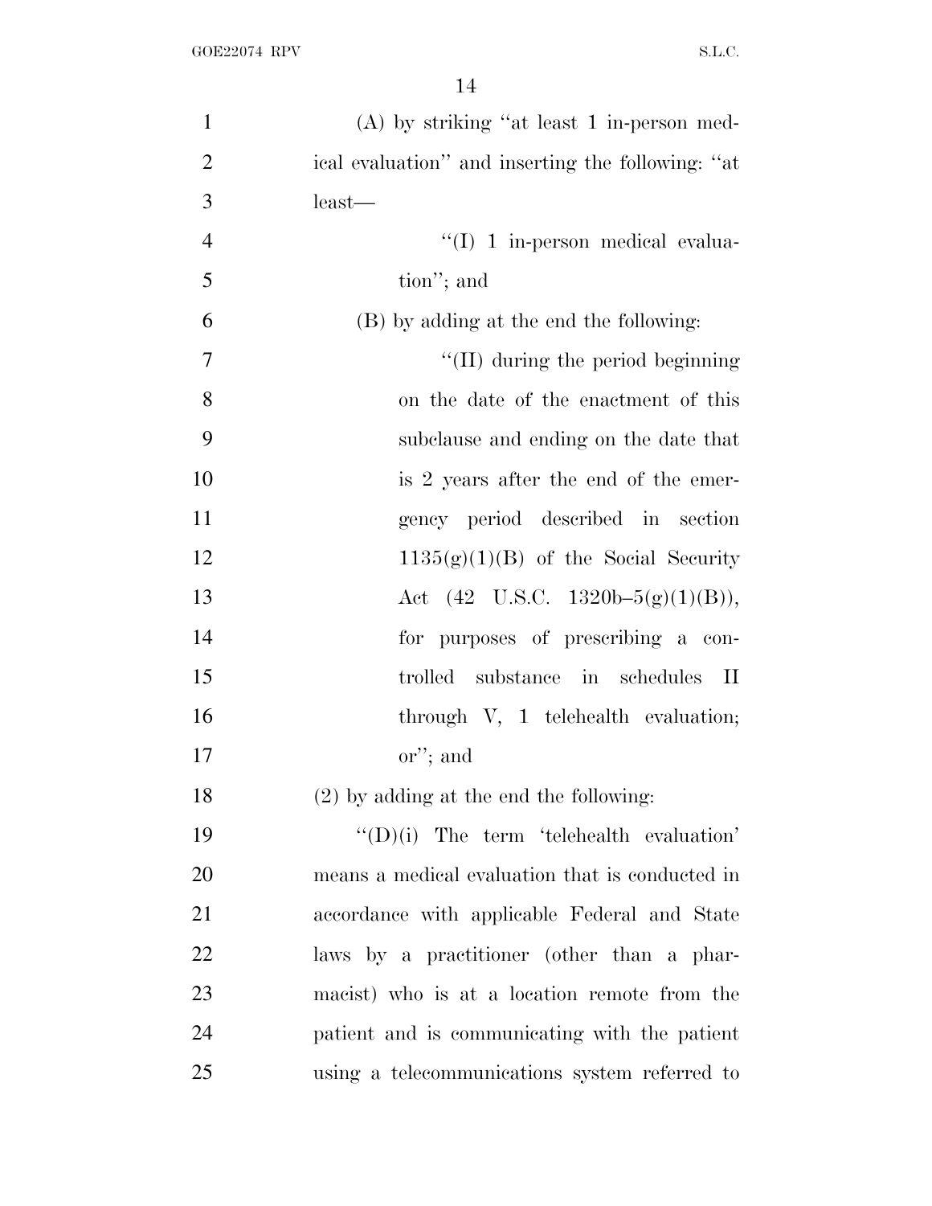(A) by striking "at least 1 in-person medical evaluation" and inserting the following: "at least—

"(I) 1 in-person medical evaluation"; and

(B) by adding at the end the following:

"(II) during the period beginning on the date of the enactment of this subclause and ending on the date that is 2 years after the end of the emergency period described in section 1135(g)(1)(B) of the Social Security Act (42 U.S.C. 1320b–5(g)(1)(B)), for purposes of prescribing a controlled substance in schedules II through V, 1 telehealth evaluation; or"; and

(2) by adding at the end the following:

"(D)(i) The term 'telehealth evaluation' means a medical evaluation that is conducted in accordance with applicable Federal and State laws by a practitioner (other than a pharmacist) who is at a location remote from the patient and is communicating with the patient using a telecommunications system referred to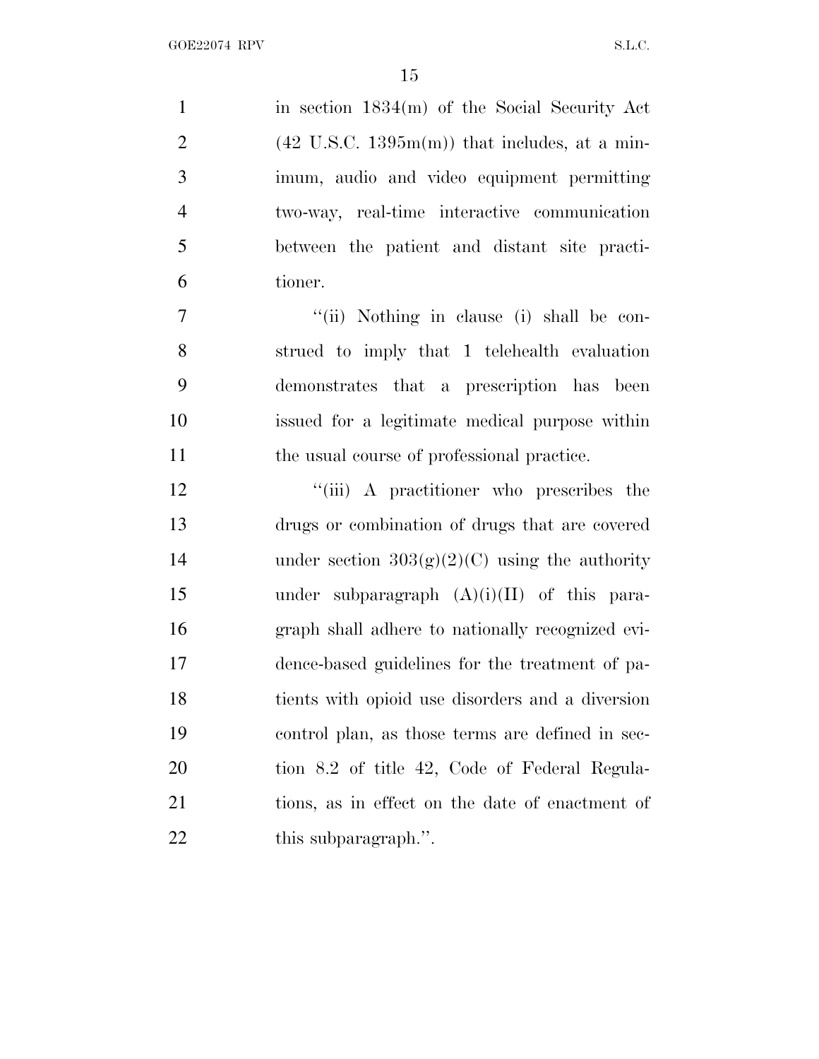in section 1834(m) of the Social Security Act (42 U.S.C. 1395m(m)) that includes, at a minimum, audio and video equipment permitting two-way, real-time interactive communication between the patient and distant site practitioner.

''(ii) Nothing in clause (i) shall be construed to imply that 1 telehealth evaluation demonstrates that a prescription has been issued for a legitimate medical purpose within the usual course of professional practice.

''(iii) A practitioner who prescribes the drugs or combination of drugs that are covered under section 303(g)(2)(C) using the authority under subparagraph (A)(i)(II) of this paragraph shall adhere to nationally recognized evidence-based guidelines for the treatment of patients with opioid use disorders and a diversion control plan, as those terms are defined in section 8.2 of title 42, Code of Federal Regulations, as in effect on the date of enactment of this subparagraph.''.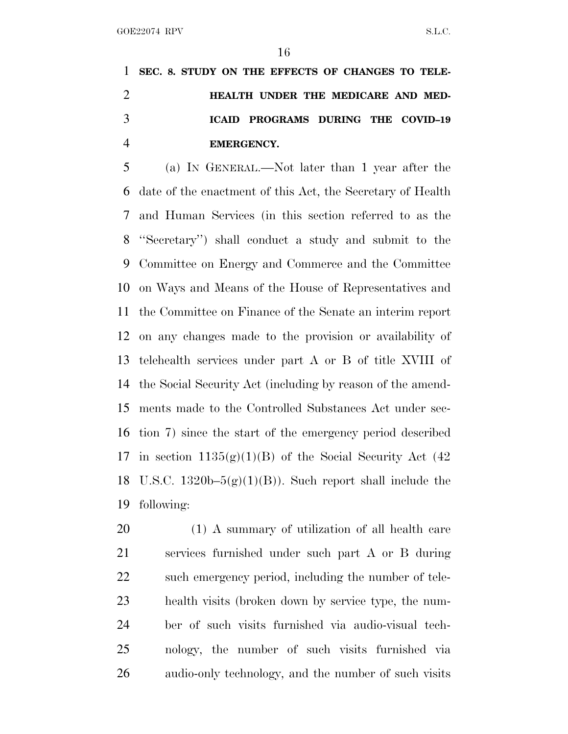**SEC. 8. STUDY ON THE EFFECTS OF CHANGES TO TELEHEALTH UNDER THE MEDICARE AND MEDICAID PROGRAMS DURING THE COVID–19 EMERGENCY.**

(a) IN GENERAL.—Not later than 1 year after the date of the enactment of this Act, the Secretary of Health and Human Services (in this section referred to as the ''Secretary'') shall conduct a study and submit to the Committee on Energy and Commerce and the Committee on Ways and Means of the House of Representatives and the Committee on Finance of the Senate an interim report on any changes made to the provision or availability of telehealth services under part A or B of title XVIII of the Social Security Act (including by reason of the amendments made to the Controlled Substances Act under section 7) since the start of the emergency period described in section 1135(g)(1)(B) of the Social Security Act (42 U.S.C. 1320b–5(g)(1)(B)). Such report shall include the following:

(1) A summary of utilization of all health care services furnished under such part A or B during such emergency period, including the number of telehealth visits (broken down by service type, the number of such visits furnished via audio-visual technology, the number of such visits furnished via audio-only technology, and the number of such visits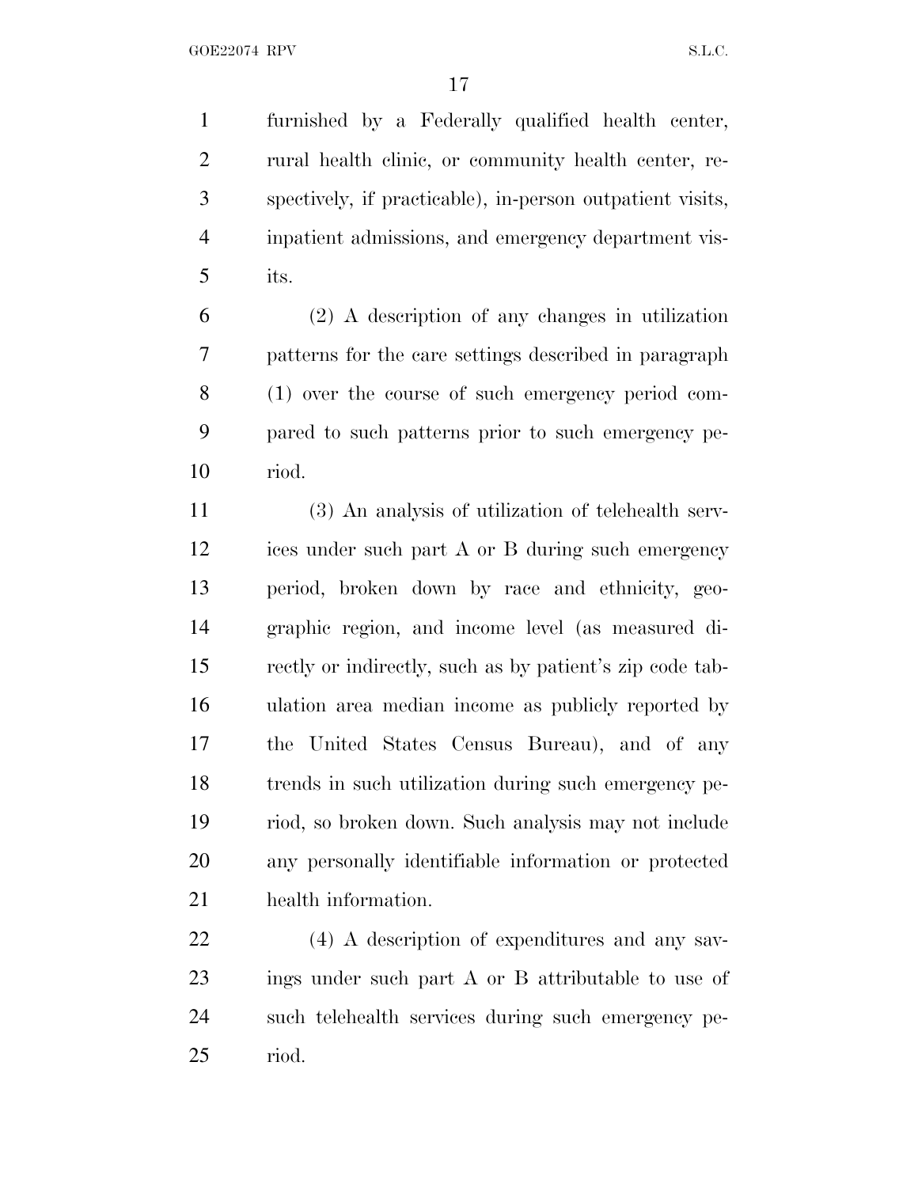furnished by a Federally qualified health center, rural health clinic, or community health center, respectively, if practicable), in-person outpatient visits, inpatient admissions, and emergency department visits.

(2) A description of any changes in utilization patterns for the care settings described in paragraph (1) over the course of such emergency period compared to such patterns prior to such emergency period.

(3) An analysis of utilization of telehealth services under such part A or B during such emergency period, broken down by race and ethnicity, geographic region, and income level (as measured directly or indirectly, such as by patient's zip code tabulation area median income as publicly reported by the United States Census Bureau), and of any trends in such utilization during such emergency period, so broken down. Such analysis may not include any personally identifiable information or protected health information.

(4) A description of expenditures and any savings under such part A or B attributable to use of such telehealth services during such emergency period.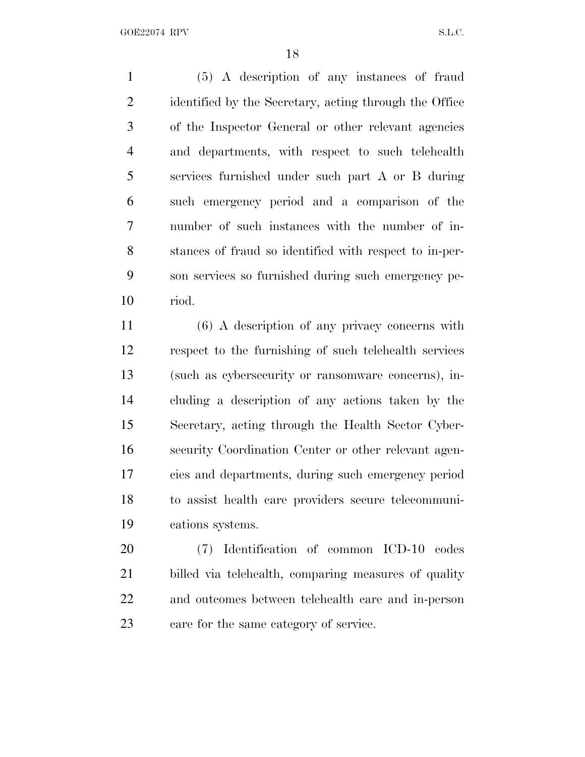(5) A description of any instances of fraud identified by the Secretary, acting through the Office of the Inspector General or other relevant agencies and departments, with respect to such telehealth services furnished under such part A or B during such emergency period and a comparison of the number of such instances with the number of instances of fraud so identified with respect to in-person services so furnished during such emergency period.

(6) A description of any privacy concerns with respect to the furnishing of such telehealth services (such as cybersecurity or ransomware concerns), including a description of any actions taken by the Secretary, acting through the Health Sector Cybersecurity Coordination Center or other relevant agencies and departments, during such emergency period to assist health care providers secure telecommunications systems.

(7) Identification of common ICD-10 codes billed via telehealth, comparing measures of quality and outcomes between telehealth care and in-person care for the same category of service.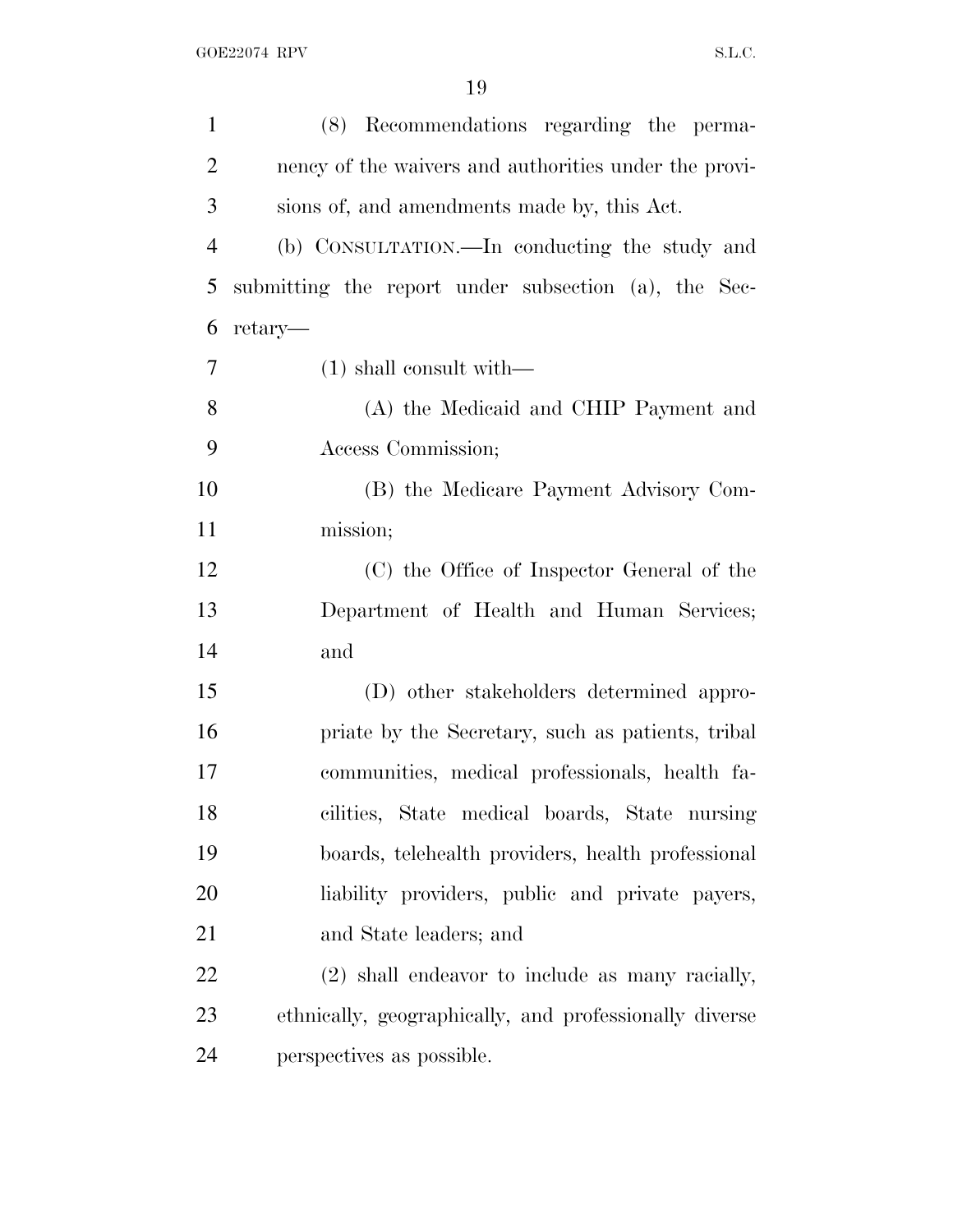(8) Recommendations regarding the permanency of the waivers and authorities under the provisions of, and amendments made by, this Act.

(b) CONSULTATION.—In conducting the study and submitting the report under subsection (a), the Secretary—

(1) shall consult with—

(A) the Medicaid and CHIP Payment and Access Commission;

(B) the Medicare Payment Advisory Commission;

(C) the Office of Inspector General of the Department of Health and Human Services; and

(D) other stakeholders determined appropriate by the Secretary, such as patients, tribal communities, medical professionals, health facilities, State medical boards, State nursing boards, telehealth providers, health professional liability providers, public and private payers, and State leaders; and

(2) shall endeavor to include as many racially, ethnically, geographically, and professionally diverse perspectives as possible.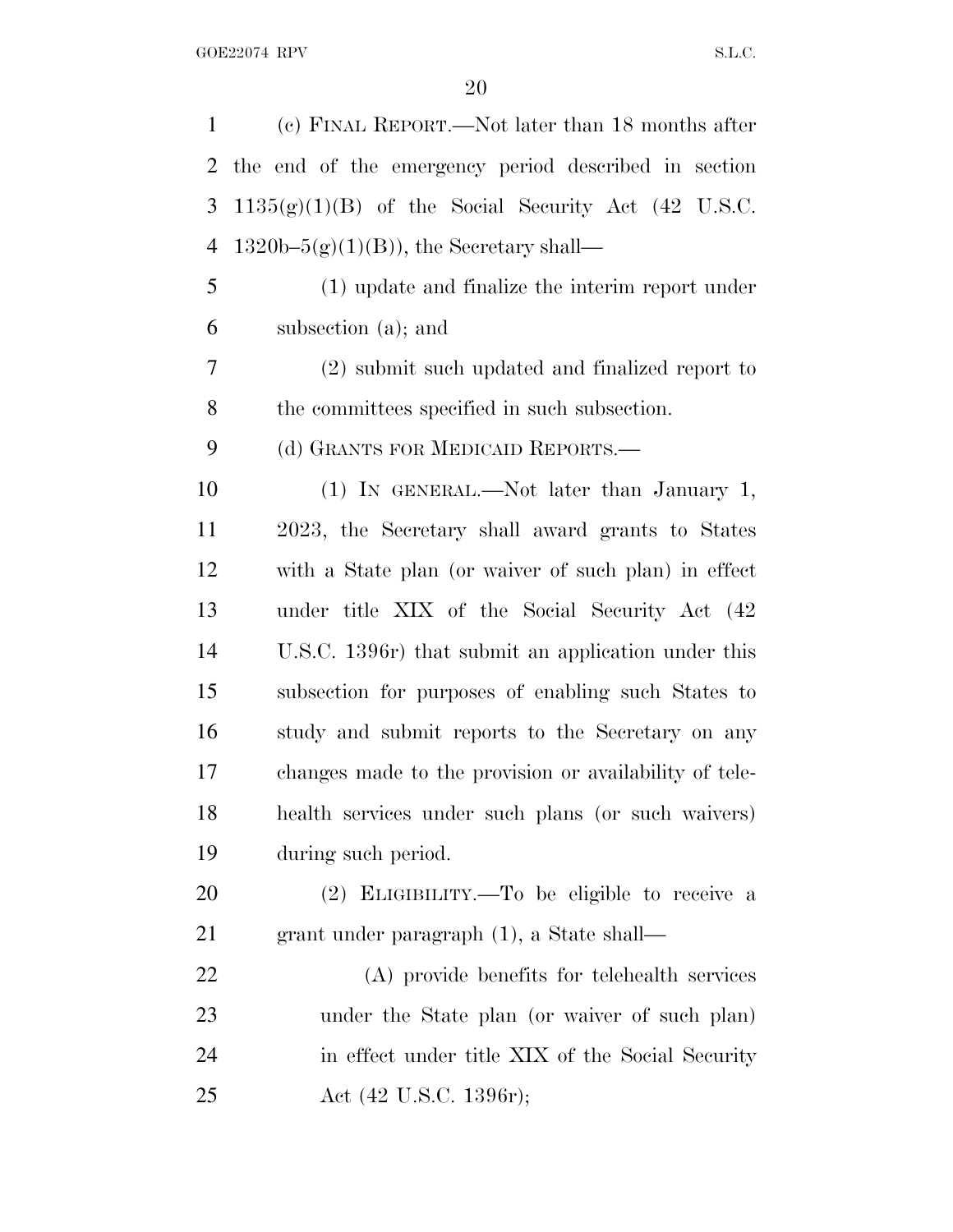(c) FINAL REPORT.—Not later than 18 months after the end of the emergency period described in section 1135(g)(1)(B) of the Social Security Act (42 U.S.C. 1320b–5(g)(1)(B)), the Secretary shall—

(1) update and finalize the interim report under subsection (a); and

(2) submit such updated and finalized report to the committees specified in such subsection.

(d) GRANTS FOR MEDICAID REPORTS.—

(1) IN GENERAL.—Not later than January 1, 2023, the Secretary shall award grants to States with a State plan (or waiver of such plan) in effect under title XIX of the Social Security Act (42 U.S.C. 1396r) that submit an application under this subsection for purposes of enabling such States to study and submit reports to the Secretary on any changes made to the provision or availability of telehealth services under such plans (or such waivers) during such period.

(2) ELIGIBILITY.—To be eligible to receive a grant under paragraph (1), a State shall—

(A) provide benefits for telehealth services under the State plan (or waiver of such plan) in effect under title XIX of the Social Security Act (42 U.S.C. 1396r);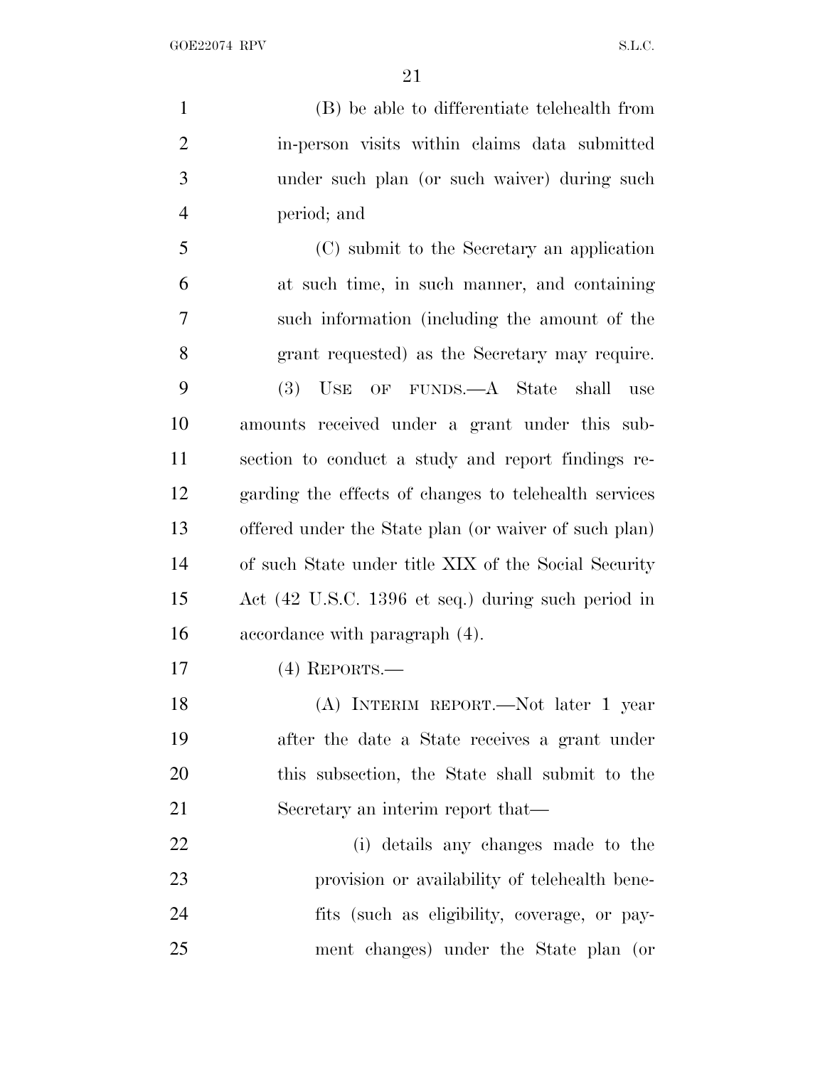(B) be able to differentiate telehealth from in-person visits within claims data submitted under such plan (or such waiver) during such period; and

(C) submit to the Secretary an application at such time, in such manner, and containing such information (including the amount of the grant requested) as the Secretary may require.

(3) USE OF FUNDS.—A State shall use amounts received under a grant under this subsection to conduct a study and report findings regarding the effects of changes to telehealth services offered under the State plan (or waiver of such plan) of such State under title XIX of the Social Security Act (42 U.S.C. 1396 et seq.) during such period in accordance with paragraph (4).

(4) REPORTS.—

(A) INTERIM REPORT.—Not later 1 year after the date a State receives a grant under this subsection, the State shall submit to the Secretary an interim report that—

(i) details any changes made to the provision or availability of telehealth benefits (such as eligibility, coverage, or payment changes) under the State plan (or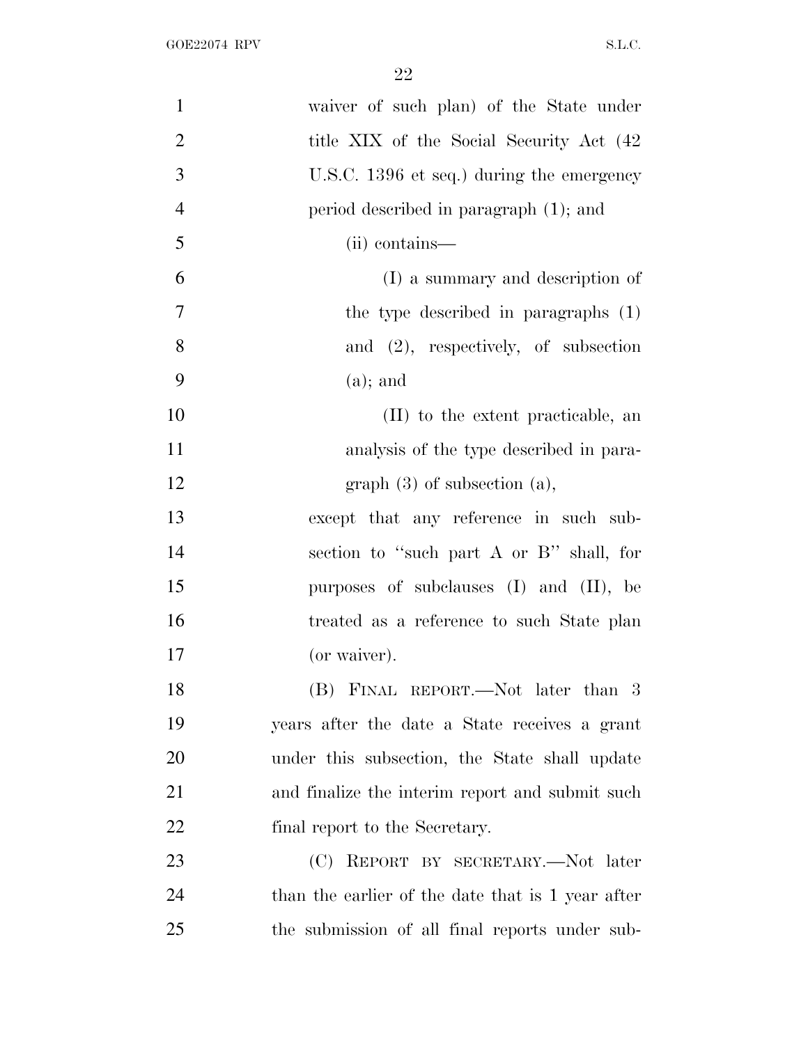waiver of such plan) of the State under title XIX of the Social Security Act (42 U.S.C. 1396 et seq.) during the emergency period described in paragraph (1); and

(ii) contains—

(I) a summary and description of the type described in paragraphs (1) and (2), respectively, of subsection (a); and

(II) to the extent practicable, an analysis of the type described in paragraph (3) of subsection (a),

except that any reference in such subsection to ''such part A or B'' shall, for purposes of subclauses (I) and (II), be treated as a reference to such State plan (or waiver).

(B) FINAL REPORT.—Not later than 3 years after the date a State receives a grant under this subsection, the State shall update and finalize the interim report and submit such final report to the Secretary.

(C) REPORT BY SECRETARY.—Not later than the earlier of the date that is 1 year after the submission of all final reports under sub-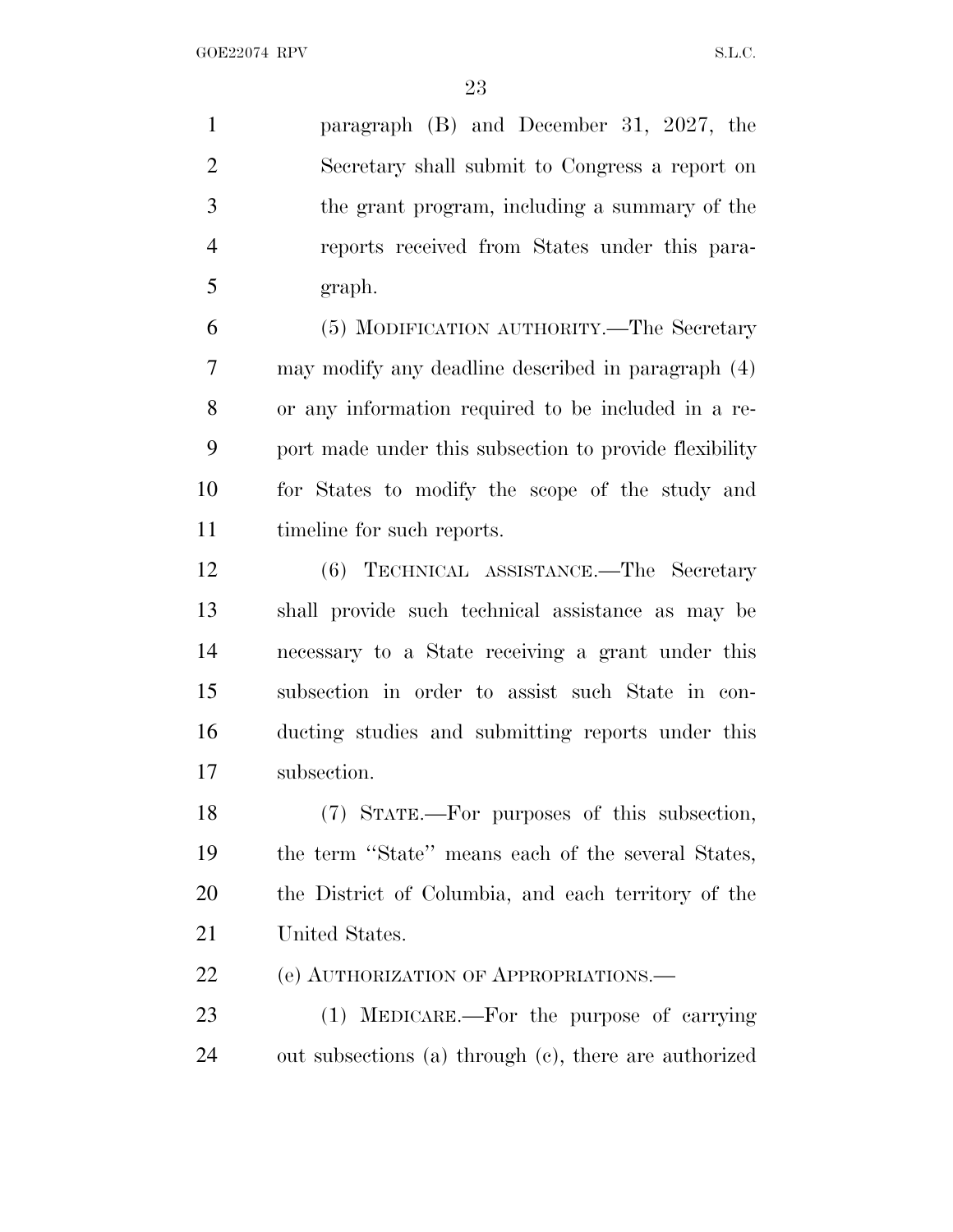paragraph (B) and December 31, 2027, the Secretary shall submit to Congress a report on the grant program, including a summary of the reports received from States under this paragraph.

(5) MODIFICATION AUTHORITY.—The Secretary may modify any deadline described in paragraph (4) or any information required to be included in a report made under this subsection to provide flexibility for States to modify the scope of the study and timeline for such reports.

(6) TECHNICAL ASSISTANCE.—The Secretary shall provide such technical assistance as may be necessary to a State receiving a grant under this subsection in order to assist such State in conducting studies and submitting reports under this subsection.

(7) STATE.—For purposes of this subsection, the term ''State'' means each of the several States, the District of Columbia, and each territory of the United States.

(e) AUTHORIZATION OF APPROPRIATIONS.—

(1) MEDICARE.—For the purpose of carrying out subsections (a) through (c), there are authorized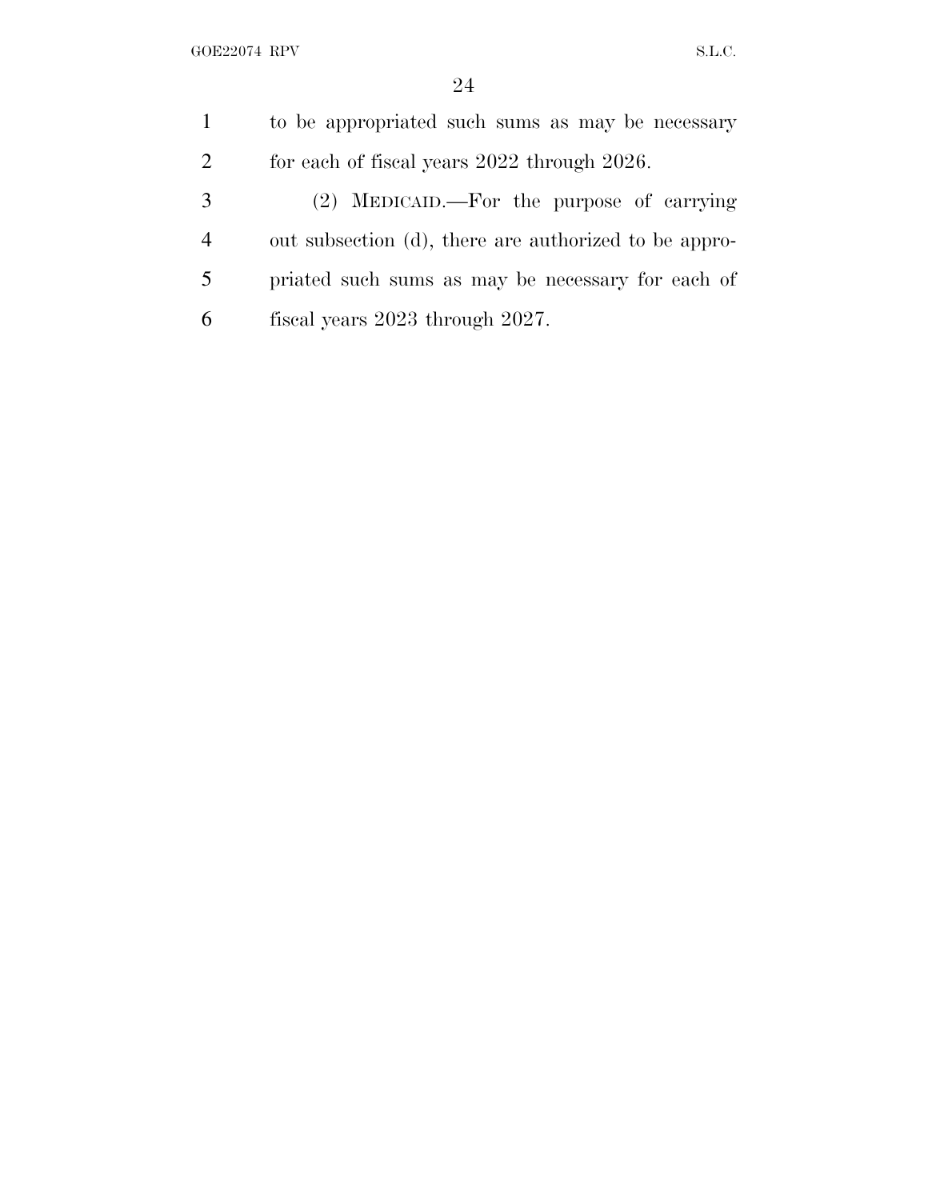to be appropriated such sums as may be necessary for each of fiscal years 2022 through 2026.

(2) MEDICAID.—For the purpose of carrying out subsection (d), there are authorized to be appropriated such sums as may be necessary for each of fiscal years 2023 through 2027.